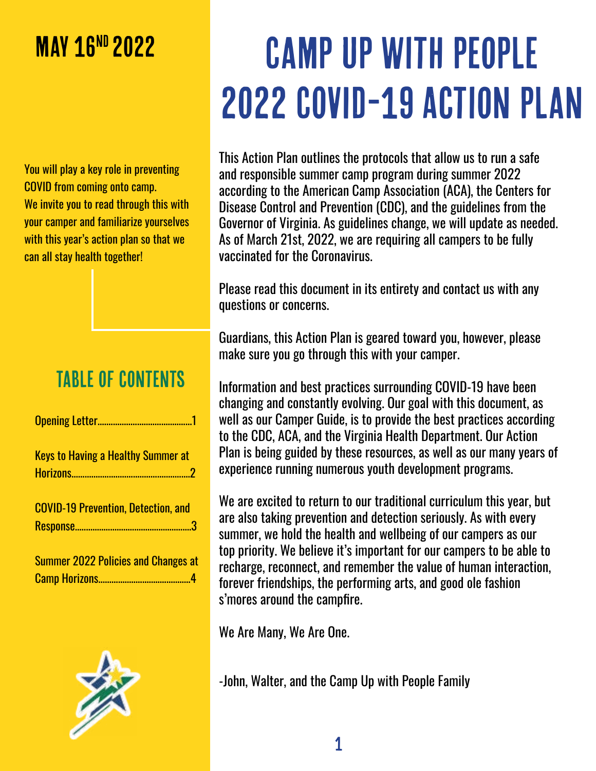MAY 16[ND] 2022

# CAMP UP WITH PEOPLE 2022 COVID-19 ACTION PLAN

You will play a key role in preventing COVID from coming onto camp. We invite you to read through this with your camper and familiarize yourselves with this year's action plan so that we can all stay health together!

## TABLE OF CONTENTS

- Opening Letter.........................................1
- Keys to Having a Healthy Summer at Horizons.....................................................2
- COVID-19 Prevention, Detection, and Response....................................................3
- Summer 2022 Policies and Changes at Camp Horizons.........................................4

This Action Plan outlines the protocols that allow us to run a safe and responsible summer camp program during summer 2022 according to the American Camp Association (ACA), the Centers for Disease Control and Prevention (CDC), and the guidelines from the Governor of Virginia. As guidelines change, we will update as needed. As of March 21st, 2022, we are requiring all campers to be fully vaccinated for the Coronavirus.

Please read this document in its entirety and contact us with any questions or concerns.

Guardians, this Action Plan is geared toward you, however, please make sure you go through this with your camper.

Information and best practices surrounding COVID-19 have been changing and constantly evolving. Our goal with this document, as well as our Camper Guide, is to provide the best practices according to the CDC, ACA, and the Virginia Health Department. Our Action Plan is being guided by these resources, as well as our many years of experience running numerous youth development programs.

We are excited to return to our traditional curriculum this year, but are also taking prevention and detection seriously. As with every summer, we hold the health and wellbeing of our campers as our top priority. We believe it's important for our campers to be able to recharge, reconnect, and remember the value of human interaction, forever friendships, the performing arts, and good ole fashion s'mores around the campfire.

We Are Many, We Are One.

-John, Walter, and the Camp Up with People Family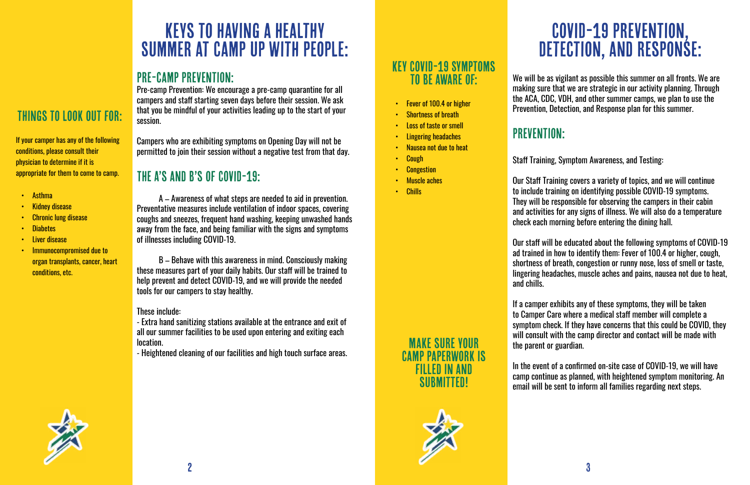## THINGS TO LOOK OUT FOR:

If your camper has any of the following conditions, please consult their physician to determine if it is appropriate for them to come to camp.

- Asthma
- Kidney disease
- Chronic lung disease
- Diabetes
- Liver disease
- Immunocompromised due to organ transplants, cancer, heart conditions, etc.

# KEYS TO HAVING A HEALTHY SUMMER AT CAMP UP WITH PEOPLE:

## PRE-CAMP PREVENTION:

Pre-camp Prevention: We encourage a pre-camp quarantine for all campers and staff starting seven days before their session. We ask that you be mindful of your activities leading up to the start of your session.

Campers who are exhibiting symptoms on Opening Day will not be permitted to join their session without a negative test from that day.

## THE A'S AND B'S OF COVID-19:

A – Awareness of what steps are needed to aid in prevention. Preventative measures include ventilation of indoor spaces, covering coughs and sneezes, frequent hand washing, keeping unwashed hands away from the face, and being familiar with the signs and symptoms of illnesses including COVID-19.

B – Behave with this awareness in mind. Consciously making these measures part of your daily habits. Our staff will be trained to help prevent and detect COVID-19, and we will provide the needed tools for our campers to stay healthy.

These include:

- Extra hand sanitizing stations available at the entrance and exit of all our summer facilities to be used upon entering and exiting each location.
- Heightened cleaning of our facilities and high touch surface areas.

## KEY COVID-19 SYMPTOMS TO BE AWARE OF:

- Fever of 100.4 or higher
- Shortness of breath
- Loss of taste or smell
- Lingering headaches
- Nausea not due to heat
- Cough
- Congestion
- Muscle aches
- Chills

## MAKE SURE YOUR CAMP PAPERWORK IS FILLED IN AND SUBMITTED!

# COVID-19 PREVENTION, DETECTION, AND RESPONSE:

We will be as vigilant as possible this summer on all fronts. We are making sure that we are strategic in our activity planning. Through the ACA, CDC, VDH, and other summer camps, we plan to use the Prevention, Detection, and Response plan for this summer.

## PREVENTION:

Staff Training, Symptom Awareness, and Testing:

Our Staff Training covers a variety of topics, and we will continue to include training on identifying possible COVID-19 symptoms. They will be responsible for observing the campers in their cabin and activities for any signs of illness. We will also do a temperature check each morning before entering the dining hall.

Our staff will be educated about the following symptoms of COVID-19 ad trained in how to identify them: Fever of 100.4 or higher, cough, shortness of breath, congestion or runny nose, loss of smell or taste, lingering headaches, muscle aches and pains, nausea not due to heat, and chills.

If a camper exhibits any of these symptoms, they will be taken to Camper Care where a medical staff member will complete a symptom check. If they have concerns that this could be COVID, they will consult with the camp director and contact will be made with the parent or guardian.

In the event of a confirmed on-site case of COVID-19, we will have camp continue as planned, with heightened symptom monitoring. An email will be sent to inform all families regarding next steps.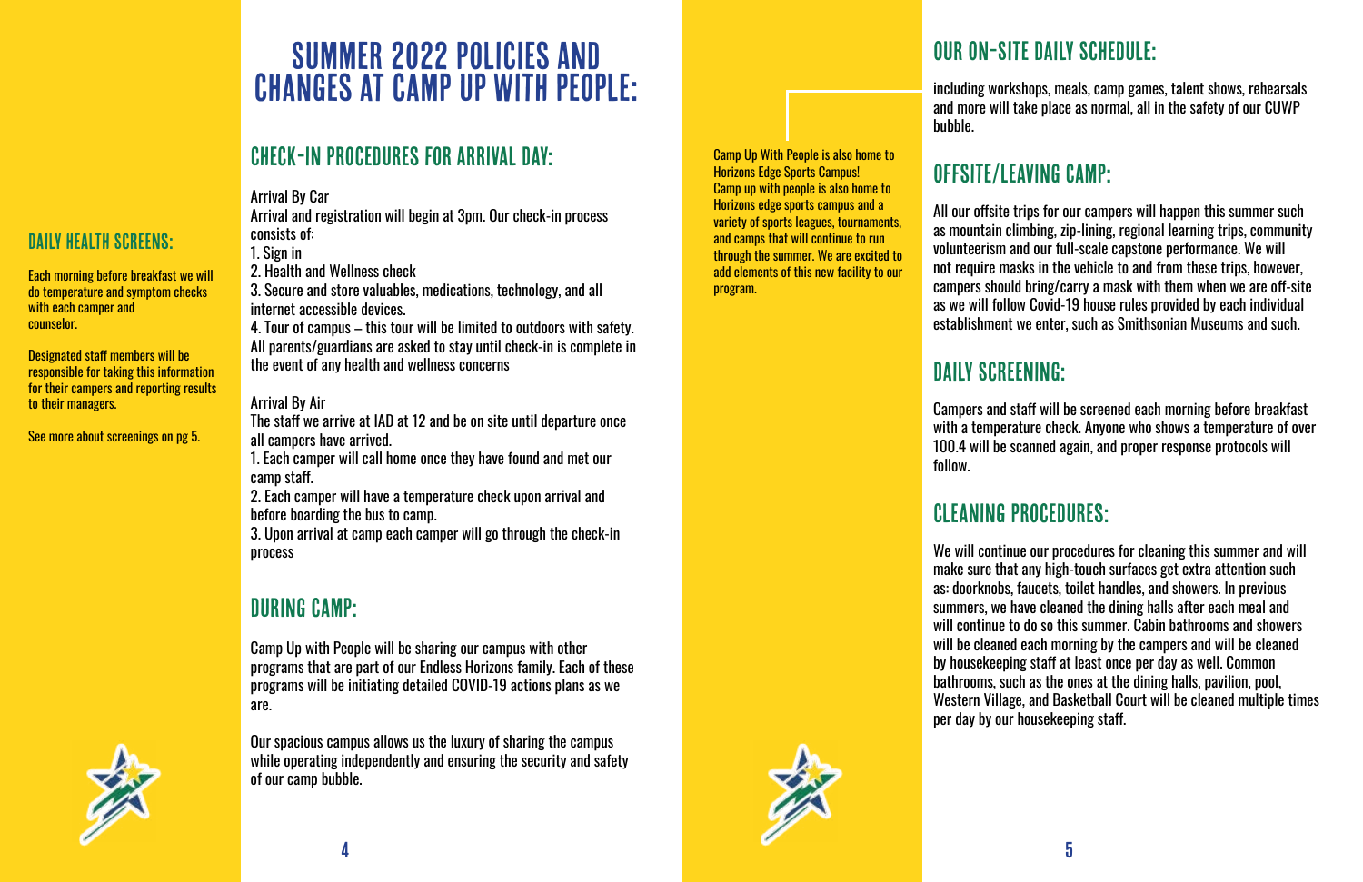## DAILY HEALTH SCREENS:

Each morning before breakfast we will do temperature and symptom checks with each camper and counselor.

Designated staff members will be responsible for taking this information for their campers and reporting results to their managers.

See more about screenings on pg 5.

# SUMMER 2022 POLICIES AND CHANGES AT CAMP UP WITH PEOPLE:

## CHECK-IN PROCEDURES FOR ARRIVAL DAY:

Arrival By Car

Arrival and registration will begin at 3pm. Our check-in process consists of:

1. Sign in
2. Health and Wellness check
3. Secure and store valuables, medications, technology, and all internet accessible devices.
4. Tour of campus – this tour will be limited to outdoors with safety. All parents/guardians are asked to stay until check-in is complete in the event of any health and wellness concerns

Arrival By Air

The staff we arrive at IAD at 12 and be on site until departure once all campers have arrived.

1. Each camper will call home once they have found and met our camp staff.
2. Each camper will have a temperature check upon arrival and before boarding the bus to camp.
3. Upon arrival at camp each camper will go through the check-in process

## DURING CAMP:

Camp Up with People will be sharing our campus with other programs that are part of our Endless Horizons family. Each of these programs will be initiating detailed COVID-19 actions plans as we are.

Our spacious campus allows us the luxury of sharing the campus while operating independently and ensuring the security and safety of our camp bubble.

Camp Up With People is also home to Horizons Edge Sports Campus! Camp up with people is also home to Horizons edge sports campus and a variety of sports leagues, tournaments, and camps that will continue to run through the summer. We are excited to add elements of this new facility to our program.

## OUR ON-SITE DAILY SCHEDULE:

including workshops, meals, camp games, talent shows, rehearsals and more will take place as normal, all in the safety of our CUWP bubble.

## OFFSITE/LEAVING CAMP:

All our offsite trips for our campers will happen this summer such as mountain climbing, zip-lining, regional learning trips, community volunteerism and our full-scale capstone performance. We will not require masks in the vehicle to and from these trips, however, campers should bring/carry a mask with them when we are off-site as we will follow Covid-19 house rules provided by each individual establishment we enter, such as Smithsonian Museums and such.

## DAILY SCREENING:

Campers and staff will be screened each morning before breakfast with a temperature check. Anyone who shows a temperature of over 100.4 will be scanned again, and proper response protocols will follow.

## CLEANING PROCEDURES:

We will continue our procedures for cleaning this summer and will make sure that any high-touch surfaces get extra attention such as: doorknobs, faucets, toilet handles, and showers. In previous summers, we have cleaned the dining halls after each meal and will continue to do so this summer. Cabin bathrooms and showers will be cleaned each morning by the campers and will be cleaned by housekeeping staff at least once per day as well. Common bathrooms, such as the ones at the dining halls, pavilion, pool, Western Village, and Basketball Court will be cleaned multiple times per day by our housekeeping staff.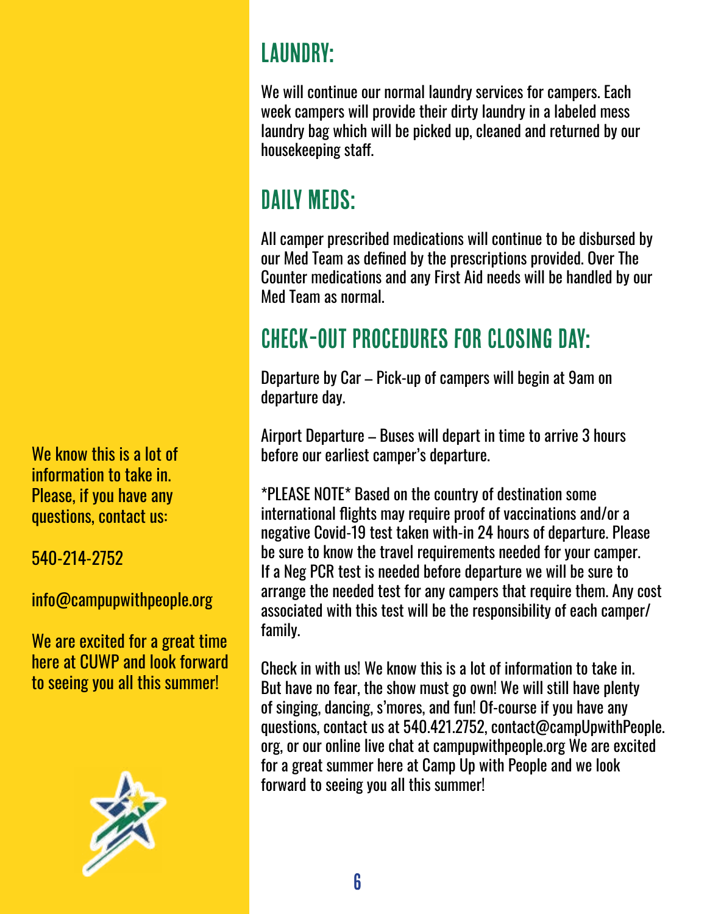## LAUNDRY:

We will continue our normal laundry services for campers. Each week campers will provide their dirty laundry in a labeled mess laundry bag which will be picked up, cleaned and returned by our housekeeping staff.

## DAILY MEDS:

All camper prescribed medications will continue to be disbursed by our Med Team as defined by the prescriptions provided. Over The Counter medications and any First Aid needs will be handled by our Med Team as normal.

## CHECK-OUT PROCEDURES FOR CLOSING DAY:

Departure by Car – Pick-up of campers will begin at 9am on departure day.

Airport Departure – Buses will depart in time to arrive 3 hours before our earliest camper's departure.

*PLEASE NOTE* Based on the country of destination some international flights may require proof of vaccinations and/or a negative Covid-19 test taken with-in 24 hours of departure. Please be sure to know the travel requirements needed for your camper. If a Neg PCR test is needed before departure we will be sure to arrange the needed test for any campers that require them. Any cost associated with this test will be the responsibility of each camper/ family.

Check in with us! We know this is a lot of information to take in. But have no fear, the show must go own! We will still have plenty of singing, dancing, s'mores, and fun! Of-course if you have any questions, contact us at 540.421.2752, contact@campUpwithPeople.org, or our online live chat at campupwithpeople.org We are excited for a great summer here at Camp Up with People and we look forward to seeing you all this summer!

We know this is a lot of information to take in. Please, if you have any questions, contact us:

540-214-2752

info@campupwithpeople.org

We are excited for a great time here at CUWP and look forward to seeing you all this summer!